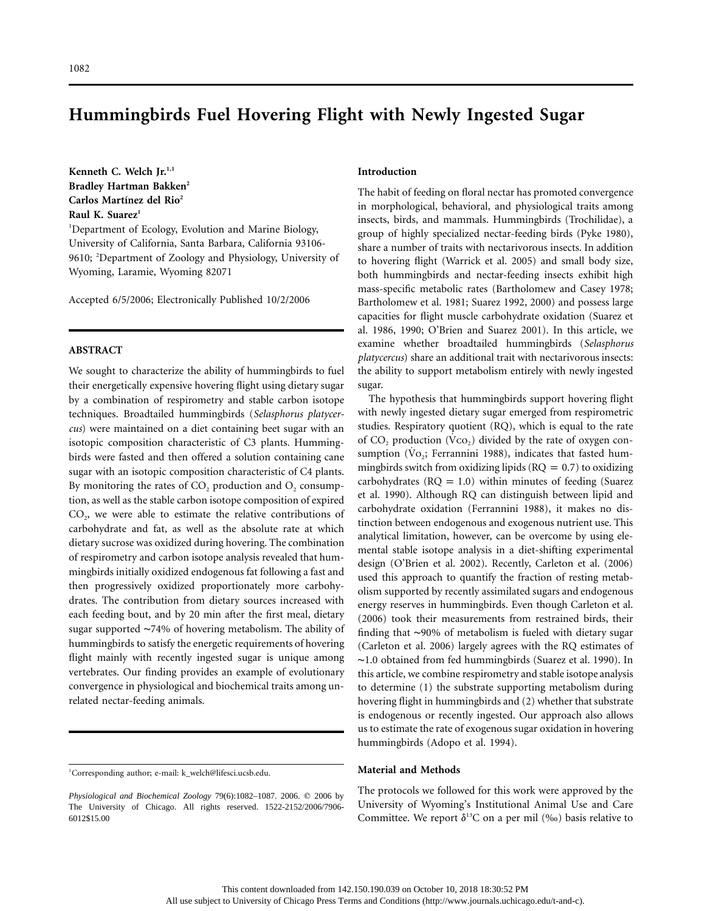# Hummingbirds Fuel Hovering Flight with Newly Ingested Sugar

**Kenneth C. Welch Jr.[1,\*]**
**Bradley Hartman Bakken[2]**
**Carlos Martínez del Rio[2]**
**Raul K. Suarez[1]**

[1]Department of Ecology, Evolution and Marine Biology, University of California, Santa Barbara, California 93106-9610; [2]Department of Zoology and Physiology, University of Wyoming, Laramie, Wyoming 82071

Accepted 6/5/2006; Electronically Published 10/2/2006

## ABSTRACT

We sought to characterize the ability of hummingbirds to fuel their energetically expensive hovering flight using dietary sugar by a combination of respirometry and stable carbon isotope techniques. Broadtailed hummingbirds (*Selasphorus platycercus*) were maintained on a diet containing beet sugar with an isotopic composition characteristic of C3 plants. Hummingbirds were fasted and then offered a solution containing cane sugar with an isotopic composition characteristic of C4 plants. By monitoring the rates of $CO_2$ production and $O_2$ consumption, as well as the stable carbon isotope composition of expired $CO_2$, we were able to estimate the relative contributions of carbohydrate and fat, as well as the absolute rate at which dietary sucrose was oxidized during hovering. The combination of respirometry and carbon isotope analysis revealed that hummingbirds initially oxidized endogenous fat following a fast and then progressively oxidized proportionately more carbohydrates. The contribution from dietary sources increased with each feeding bout, and by 20 min after the first meal, dietary sugar supported ~74% of hovering metabolism. The ability of hummingbirds to satisfy the energetic requirements of hovering flight mainly with recently ingested sugar is unique among vertebrates. Our finding provides an example of evolutionary convergence in physiological and biochemical traits among unrelated nectar-feeding animals.

## Introduction

The habit of feeding on floral nectar has promoted convergence in morphological, behavioral, and physiological traits among insects, birds, and mammals. Hummingbirds (Trochilidae), a group of highly specialized nectar-feeding birds (Pyke 1980), share a number of traits with nectarivorous insects. In addition to hovering flight (Warrick et al. 2005) and small body size, both hummingbirds and nectar-feeding insects exhibit high mass-specific metabolic rates (Bartholomew and Casey 1978; Bartholomew et al. 1981; Suarez 1992, 2000) and possess large capacities for flight muscle carbohydrate oxidation (Suarez et al. 1986, 1990; O'Brien and Suarez 2001). In this article, we examine whether broadtailed hummingbirds (*Selasphorus platycercus*) share an additional trait with nectarivorous insects: the ability to support metabolism entirely with newly ingested sugar.

The hypothesis that hummingbirds support hovering flight with newly ingested dietary sugar emerged from respirometric studies. Respiratory quotient (RQ), which is equal to the rate of $CO_2$ production ($\dot{V}CO_2$) divided by the rate of oxygen consumption ($\dot{V}O_2$; Ferrannini 1988), indicates that fasted hummingbirds switch from oxidizing lipids (RQ = 0.7) to oxidizing carbohydrates (RQ = 1.0) within minutes of feeding (Suarez et al. 1990). Although RQ can distinguish between lipid and carbohydrate oxidation (Ferrannini 1988), it makes no distinction between endogenous and exogenous nutrient use. This analytical limitation, however, can be overcome by using elemental stable isotope analysis in a diet-shifting experimental design (O'Brien et al. 2002). Recently, Carleton et al. (2006) used this approach to quantify the fraction of resting metabolism supported by recently assimilated sugars and endogenous energy reserves in hummingbirds. Even though Carleton et al. (2006) took their measurements from restrained birds, their finding that ~90% of metabolism is fueled with dietary sugar (Carleton et al. 2006) largely agrees with the RQ estimates of ~1.0 obtained from fed hummingbirds (Suarez et al. 1990). In this article, we combine respirometry and stable isotope analysis to determine (1) the substrate supporting metabolism during hovering flight in hummingbirds and (2) whether that substrate is endogenous or recently ingested. Our approach also allows us to estimate the rate of exogenous sugar oxidation in hovering hummingbirds (Adopo et al. 1994).

## Material and Methods

The protocols we followed for this work were approved by the University of Wyoming's Institutional Animal Use and Care Committee. We report $\delta^{13}C$ on a per mil (‰) basis relative to

\*Corresponding author; e-mail: k_welch@lifesci.ucsb.edu.

*Physiological and Biochemical Zoology* 79(6):1082–1087. 2006. © 2006 by The University of Chicago. All rights reserved. 1522-2152/2006/7906-6012$15.00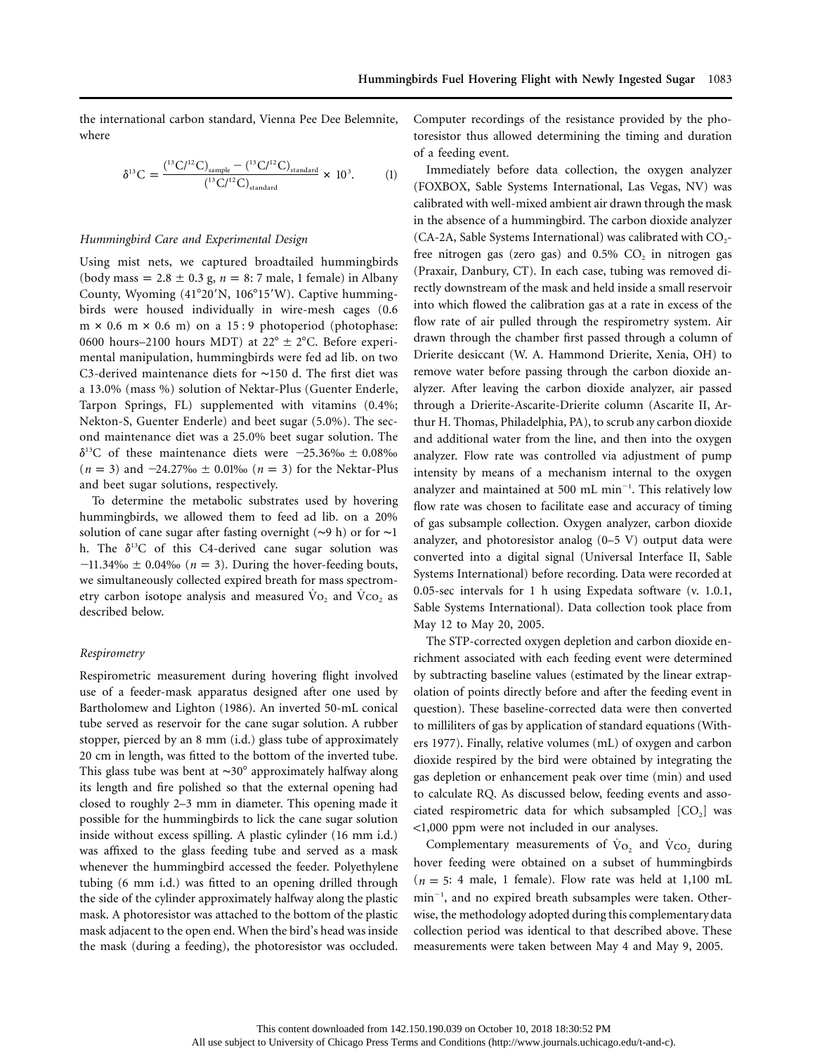the international carbon standard, Vienna Pee Dee Belemnite, where

$$\delta^{13}C = \frac{(^{13}C/^{12}C)_{sample} - (^{13}C/^{12}C)_{standard}}{(^{13}C/^{12}C)_{standard}} \times 10^3. \quad (1)$$

### *Hummingbird Care and Experimental Design*

Using mist nets, we captured broadtailed hummingbirds (body mass $= 2.8 \pm 0.3$ g, $n = 8$: 7 male, 1 female) in Albany County, Wyoming (41°20′N, 106°15′W). Captive hummingbirds were housed individually in wire-mesh cages (0.6 m × 0.6 m × 0.6 m) on a 15 : 9 photoperiod (photophase: 0600 hours–2100 hours MDT) at 22° ± 2°C. Before experimental manipulation, hummingbirds were fed ad lib. on two C3-derived maintenance diets for ∼150 d. The first diet was a 13.0% (mass %) solution of Nektar-Plus (Guenter Enderle, Tarpon Springs, FL) supplemented with vitamins (0.4%; Nekton-S, Guenter Enderle) and beet sugar (5.0%). The second maintenance diet was a 25.0% beet sugar solution. The $\delta^{13}C$ of these maintenance diets were −25.36‰ ± 0.08‰ ($n = 3$) and −24.27‰ ± 0.01‰ ($n = 3$) for the Nektar-Plus and beet sugar solutions, respectively.

To determine the metabolic substrates used by hovering hummingbirds, we allowed them to feed ad lib. on a 20% solution of cane sugar after fasting overnight (∼9 h) or for ∼1 h. The $\delta^{13}C$ of this C4-derived cane sugar solution was −11.34‰ ± 0.04‰ ($n = 3$). During the hover-feeding bouts, we simultaneously collected expired breath for mass spectrometry carbon isotope analysis and measured $\dot{V}O_2$ and $\dot{V}CO_2$ as described below.

### *Respirometry*

Respirometric measurement during hovering flight involved use of a feeder-mask apparatus designed after one used by Bartholomew and Lighton (1986). An inverted 50-mL conical tube served as reservoir for the cane sugar solution. A rubber stopper, pierced by an 8 mm (i.d.) glass tube of approximately 20 cm in length, was fitted to the bottom of the inverted tube. This glass tube was bent at ∼30° approximately halfway along its length and fire polished so that the external opening had closed to roughly 2–3 mm in diameter. This opening made it possible for the hummingbirds to lick the cane sugar solution inside without excess spilling. A plastic cylinder (16 mm i.d.) was affixed to the glass feeding tube and served as a mask whenever the hummingbird accessed the feeder. Polyethylene tubing (6 mm i.d.) was fitted to an opening drilled through the side of the cylinder approximately halfway along the plastic mask. A photoresistor was attached to the bottom of the plastic mask adjacent to the open end. When the bird's head was inside the mask (during a feeding), the photoresistor was occluded. Computer recordings of the resistance provided by the photoresistor thus allowed determining the timing and duration of a feeding event.

Immediately before data collection, the oxygen analyzer (FOXBOX, Sable Systems International, Las Vegas, NV) was calibrated with well-mixed ambient air drawn through the mask in the absence of a hummingbird. The carbon dioxide analyzer (CA-2A, Sable Systems International) was calibrated with $CO_2$-free nitrogen gas (zero gas) and 0.5% $CO_2$ in nitrogen gas (Praxair, Danbury, CT). In each case, tubing was removed directly downstream of the mask and held inside a small reservoir into which flowed the calibration gas at a rate in excess of the flow rate of air pulled through the respirometry system. Air drawn through the chamber first passed through a column of Drierite desiccant (W. A. Hammond Drierite, Xenia, OH) to remove water before passing through the carbon dioxide analyzer. After leaving the carbon dioxide analyzer, air passed through a Drierite-Ascarite-Drierite column (Ascarite II, Arthur H. Thomas, Philadelphia, PA), to scrub any carbon dioxide and additional water from the line, and then into the oxygen analyzer. Flow rate was controlled via adjustment of pump intensity by means of a mechanism internal to the oxygen analyzer and maintained at 500 mL $min^{-1}$. This relatively low flow rate was chosen to facilitate ease and accuracy of timing of gas subsample collection. Oxygen analyzer, carbon dioxide analyzer, and photoresistor analog (0–5 V) output data were converted into a digital signal (Universal Interface II, Sable Systems International) before recording. Data were recorded at 0.05-sec intervals for 1 h using Expedata software (v. 1.0.1, Sable Systems International). Data collection took place from May 12 to May 20, 2005.

The STP-corrected oxygen depletion and carbon dioxide enrichment associated with each feeding event were determined by subtracting baseline values (estimated by the linear extrapolation of points directly before and after the feeding event in question). These baseline-corrected data were then converted to milliliters of gas by application of standard equations (Withers 1977). Finally, relative volumes (mL) of oxygen and carbon dioxide respired by the bird were obtained by integrating the gas depletion or enhancement peak over time (min) and used to calculate RQ. As discussed below, feeding events and associated respirometric data for which subsampled [$CO_2$] was <1,000 ppm were not included in our analyses.

Complementary measurements of $\dot{V}_{O_2}$ and $\dot{V}_{CO_2}$ during hover feeding were obtained on a subset of hummingbirds ($n = 5$: 4 male, 1 female). Flow rate was held at 1,100 mL $min^{-1}$, and no expired breath subsamples were taken. Otherwise, the methodology adopted during this complementary data collection period was identical to that described above. These measurements were taken between May 4 and May 9, 2005.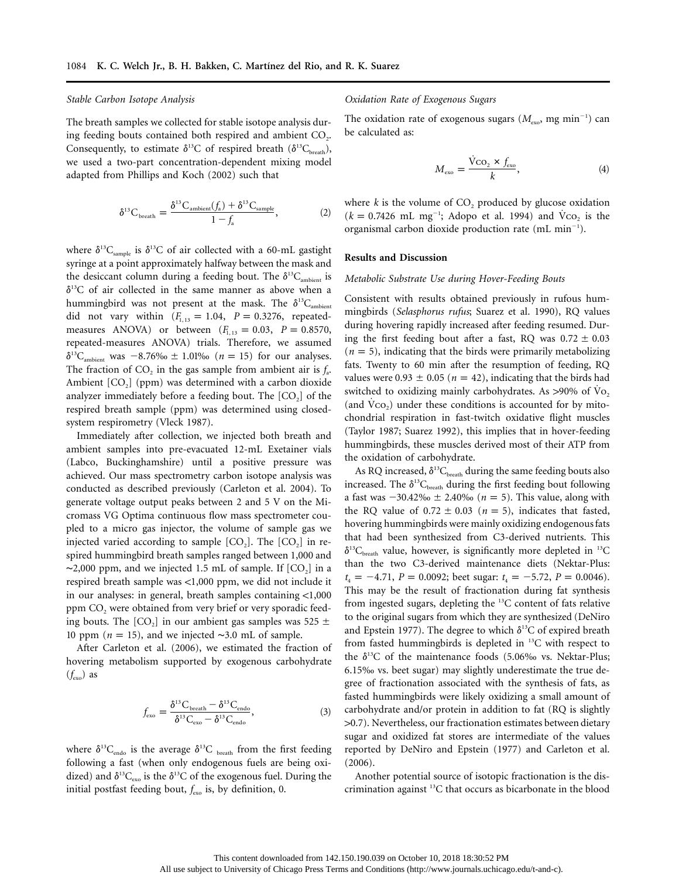### Stable Carbon Isotope Analysis

The breath samples we collected for stable isotope analysis during feeding bouts contained both respired and ambient $CO_2$. Consequently, to estimate $\delta^{13}C$ of respired breath ($\delta^{13}C_{breath}$), we used a two-part concentration-dependent mixing model adapted from Phillips and Koch (2002) such that

$$\delta^{13}C_{breath} = \frac{\delta^{13}C_{ambient}(f_a) + \delta^{13}C_{sample}}{1 - f_a}, \qquad (2)$$

where $\delta^{13}C_{sample}$ is $\delta^{13}C$ of air collected with a 60-mL gastight syringe at a point approximately halfway between the mask and the desiccant column during a feeding bout. The $\delta^{13}C_{ambient}$ is $\delta^{13}C$ of air collected in the same manner as above when a hummingbird was not present at the mask. The $\delta^{13}C_{ambient}$ did not vary within ($F_{1,13} = 1.04$, $P = 0.3276$, repeated-measures ANOVA) or between ($F_{1,13} = 0.03$, $P = 0.8570$, repeated-measures ANOVA) trials. Therefore, we assumed $\delta^{13}C_{ambient}$ was $-8.76‰ \pm 1.01‰$ ($n = 15$) for our analyses. The fraction of $CO_2$ in the gas sample from ambient air is $f_a$. Ambient [$CO_2$] (ppm) was determined with a carbon dioxide analyzer immediately before a feeding bout. The [$CO_2$] of the respired breath sample (ppm) was determined using closed-system respirometry (Vleck 1987).

Immediately after collection, we injected both breath and ambient samples into pre-evacuated 12-mL Exetainer vials (Labco, Buckinghamshire) until a positive pressure was achieved. Our mass spectrometry carbon isotope analysis was conducted as described previously (Carleton et al. 2004). To generate voltage output peaks between 2 and 5 V on the Micromass VG Optima continuous flow mass spectrometer coupled to a micro gas injector, the volume of sample gas we injected varied according to sample [$CO_2$]. The [$CO_2$] in respired hummingbird breath samples ranged between 1,000 and ~2,000 ppm, and we injected 1.5 mL of sample. If [$CO_2$] in a respired breath sample was <1,000 ppm, we did not include it in our analyses: in general, breath samples containing <1,000 ppm $CO_2$ were obtained from very brief or very sporadic feeding bouts. The [$CO_2$] in our ambient gas samples was $525 \pm 10$ ppm ($n = 15$), and we injected ~3.0 mL of sample.

After Carleton et al. (2006), we estimated the fraction of hovering metabolism supported by exogenous carbohydrate ($f_{exo}$) as

$$f_{exo} = \frac{\delta^{13}C_{breath} - \delta^{13}C_{endo}}{\delta^{13}C_{exo} - \delta^{13}C_{endo}}, \qquad (3)$$

where $\delta^{13}C_{endo}$ is the average $\delta^{13}C_{breath}$ from the first feeding following a fast (when only endogenous fuels are being oxidized) and $\delta^{13}C_{exo}$ is the $\delta^{13}C$ of the exogenous fuel. During the initial postfast feeding bout, $f_{exo}$ is, by definition, 0.

### Oxidation Rate of Exogenous Sugars

The oxidation rate of exogenous sugars ($M_{exo}$, mg min$^{-1}$) can be calculated as:

$$M_{exo} = \frac{\dot{V}CO_2 \times f_{exo}}{k}, \qquad (4)$$

where $k$ is the volume of $CO_2$ produced by glucose oxidation ($k = 0.7426$ mL mg$^{-1}$; Adopo et al. 1994) and $\dot{V}CO_2$ is the organismal carbon dioxide production rate (mL min$^{-1}$).

## Results and Discussion

### Metabolic Substrate Use during Hover-Feeding Bouts

Consistent with results obtained previously in rufous hummingbirds (*Selasphorus rufus*; Suarez et al. 1990), RQ values during hovering rapidly increased after feeding resumed. During the first feeding bout after a fast, RQ was $0.72 \pm 0.03$ ($n = 5$), indicating that the birds were primarily metabolizing fats. Twenty to 60 min after the resumption of feeding, RQ values were $0.93 \pm 0.05$ ($n = 42$), indicating that the birds had switched to oxidizing mainly carbohydrates. As >90% of $\dot{V}O_2$ (and $\dot{V}CO_2$) under these conditions is accounted for by mitochondrial respiration in fast-twitch oxidative flight muscles (Taylor 1987; Suarez 1992), this implies that in hover-feeding hummingbirds, these muscles derived most of their ATP from the oxidation of carbohydrate.

As RQ increased, $\delta^{13}C_{breath}$ during the same feeding bouts also increased. The $\delta^{13}C_{breath}$ during the first feeding bout following a fast was $-30.42‰ \pm 2.40‰$ ($n = 5$). This value, along with the RQ value of $0.72 \pm 0.03$ ($n = 5$), indicates that fasted, hovering hummingbirds were mainly oxidizing endogenous fats that had been synthesized from C3-derived nutrients. This $\delta^{13}C_{breath}$ value, however, is significantly more depleted in $^{13}C$ than the two C3-derived maintenance diets (Nektar-Plus: $t_4 = -4.71$, $P = 0.0092$; beet sugar: $t_4 = -5.72$, $P = 0.0046$). This may be the result of fractionation during fat synthesis from ingested sugars, depleting the $^{13}C$ content of fats relative to the original sugars from which they are synthesized (DeNiro and Epstein 1977). The degree to which $\delta^{13}C$ of expired breath from fasted hummingbirds is depleted in $^{13}C$ with respect to the $\delta^{13}C$ of the maintenance foods (5.06‰ vs. Nektar-Plus; 6.15‰ vs. beet sugar) may slightly underestimate the true degree of fractionation associated with the synthesis of fats, as fasted hummingbirds were likely oxidizing a small amount of carbohydrate and/or protein in addition to fat (RQ is slightly >0.7). Nevertheless, our fractionation estimates between dietary sugar and oxidized fat stores are intermediate of the values reported by DeNiro and Epstein (1977) and Carleton et al. (2006).

Another potential source of isotopic fractionation is the discrimination against $^{13}C$ that occurs as bicarbonate in the blood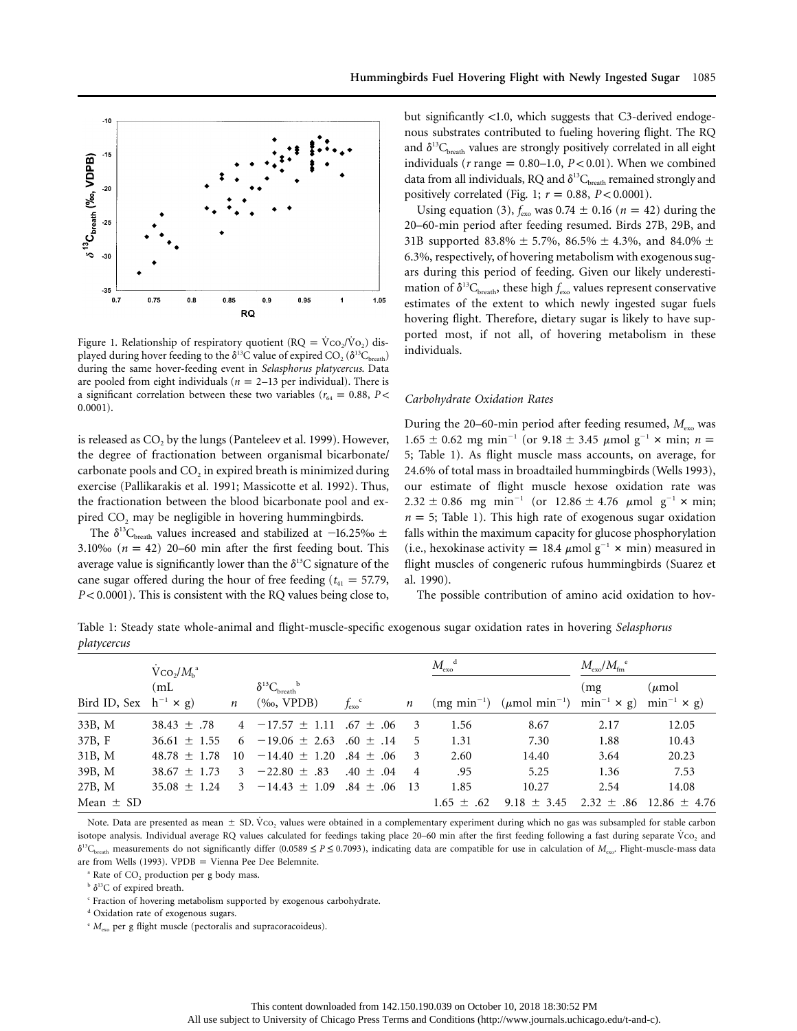Figure 1. Relationship of respiratory quotient (RQ = $\dot{V}CO_2/\dot{V}O_2$) displayed during hover feeding to the $\delta^{13}C$ value of expired $CO_2$ ($\delta^{13}C_{breath}$) during the same hover-feeding event in *Selasphorus platycercus*. Data are pooled from eight individuals ($n$ = 2–13 per individual). There is a significant correlation between these two variables ($r_{64} = 0.88$, $P < 0.0001$).

is released as $CO_2$ by the lungs (Panteleev et al. 1999). However, the degree of fractionation between organismal bicarbonate/carbonate pools and $CO_2$ in expired breath is minimized during exercise (Pallikarakis et al. 1991; Massicotte et al. 1992). Thus, the fractionation between the blood bicarbonate pool and expired $CO_2$ may be negligible in hovering hummingbirds.

The $\delta^{13}C_{breath}$ values increased and stabilized at −16.25‰ ± 3.10‰ ($n$ = 42) 20–60 min after the first feeding bout. This average value is significantly lower than the $\delta^{13}C$ signature of the cane sugar offered during the hour of free feeding ($t_{41} = 57.79$, $P < 0.0001$). This is consistent with the RQ values being close to, but significantly <1.0, which suggests that C3-derived endogenous substrates contributed to fueling hovering flight. The RQ and $\delta^{13}C_{breath}$ values are strongly positively correlated in all eight individuals ($r$ range = 0.80–1.0, $P < 0.01$). When we combined data from all individuals, RQ and $\delta^{13}C_{breath}$ remained strongly and positively correlated (Fig. 1; $r = 0.88$, $P < 0.0001$).

Using equation (3), $f_{exo}$ was 0.74 ± 0.16 ($n$ = 42) during the 20–60-min period after feeding resumed. Birds 27B, 29B, and 31B supported 83.8% ± 5.7%, 86.5% ± 4.3%, and 84.0% ± 6.3%, respectively, of hovering metabolism with exogenous sugars during this period of feeding. Given our likely underestimation of $\delta^{13}C_{breath}$, these high $f_{exo}$ values represent conservative estimates of the extent to which newly ingested sugar fuels hovering flight. Therefore, dietary sugar is likely to have supported most, if not all, of hovering metabolism in these individuals.

### *Carbohydrate Oxidation Rates*

During the 20–60-min period after feeding resumed, $M_{exo}$ was 1.65 ± 0.62 mg min$^{-1}$ (or 9.18 ± 3.45 μmol g$^{-1}$ × min; $n$ = 5; Table 1). As flight muscle mass accounts, on average, for 24.6% of total mass in broadtailed hummingbirds (Wells 1993), our estimate of flight muscle hexose oxidation rate was 2.32 ± 0.86 mg min$^{-1}$ (or 12.86 ± 4.76 μmol g$^{-1}$ × min; $n$ = 5; Table 1). This high rate of exogenous sugar oxidation falls within the maximum capacity for glucose phosphorylation (i.e., hexokinase activity = 18.4 μmol g$^{-1}$ × min) measured in flight muscles of congeneric rufous hummingbirds (Suarez et al. 1990).

The possible contribution of amino acid oxidation to hov-

Table 1: Steady state whole-animal and flight-muscle-specific exogenous sugar oxidation rates in hovering *Selasphorus platycercus*

| Bird ID, Sex | $\dot{V}CO_2/M_b$[a] (mL h$^{-1}$ × g) | $n$ | $\delta^{13}C_{breath}$[b] (‰, VPDB) | $f_{exo}$[c] | $n$ | $M_{exo}$[d] (mg min$^{-1}$) | (μmol min$^{-1}$) | $M_{exo}/M_{fm}$[e] (mg min$^{-1}$ × g) | (μmol min$^{-1}$ × g) |
|---|---|---|---|---|---|---|---|---|---|
| 33B, M | 38.43 ± .78 | 4 | −17.57 ± 1.11 | .67 ± .06 | 3 | 1.56 | 8.67 | 2.17 | 12.05 |
| 37B, F | 36.61 ± 1.55 | 6 | −19.06 ± 2.63 | .60 ± .14 | 5 | 1.31 | 7.30 | 1.88 | 10.43 |
| 31B, M | 48.78 ± 1.78 | 10 | −14.40 ± 1.20 | .84 ± .06 | 3 | 2.60 | 14.40 | 3.64 | 20.23 |
| 39B, M | 38.67 ± 1.73 | 3 | −22.80 ± .83 | .40 ± .04 | 4 | .95 | 5.25 | 1.36 | 7.53 |
| 27B, M | 35.08 ± 1.24 | 3 | −14.43 ± 1.09 | .84 ± .06 | 13 | 1.85 | 10.27 | 2.54 | 14.08 |
| Mean ± SD | | | | | | 1.65 ± .62 | 9.18 ± 3.45 | 2.32 ± .86 | 12.86 ± 4.76 |

Note. Data are presented as mean ± SD. $\dot{V}CO_2$ values were obtained in a complementary experiment during which no gas was subsampled for stable carbon isotope analysis. Individual average RQ values calculated for feedings taking place 20–60 min after the first feeding following a fast during separate $\dot{V}CO_2$ and $\delta^{13}C_{breath}$ measurements do not significantly differ ($0.0589 \leq P \leq 0.7093$), indicating data are compatible for use in calculation of $M_{exo}$. Flight-muscle-mass data are from Wells (1993). VPDB = Vienna Pee Dee Belemnite.

[a] Rate of $CO_2$ production per g body mass.

[b] $\delta^{13}C$ of expired breath.

[c] Fraction of hovering metabolism supported by exogenous carbohydrate.

[d] Oxidation rate of exogenous sugars.

[e] $M_{exo}$ per g flight muscle (pectoralis and supracoracoideus).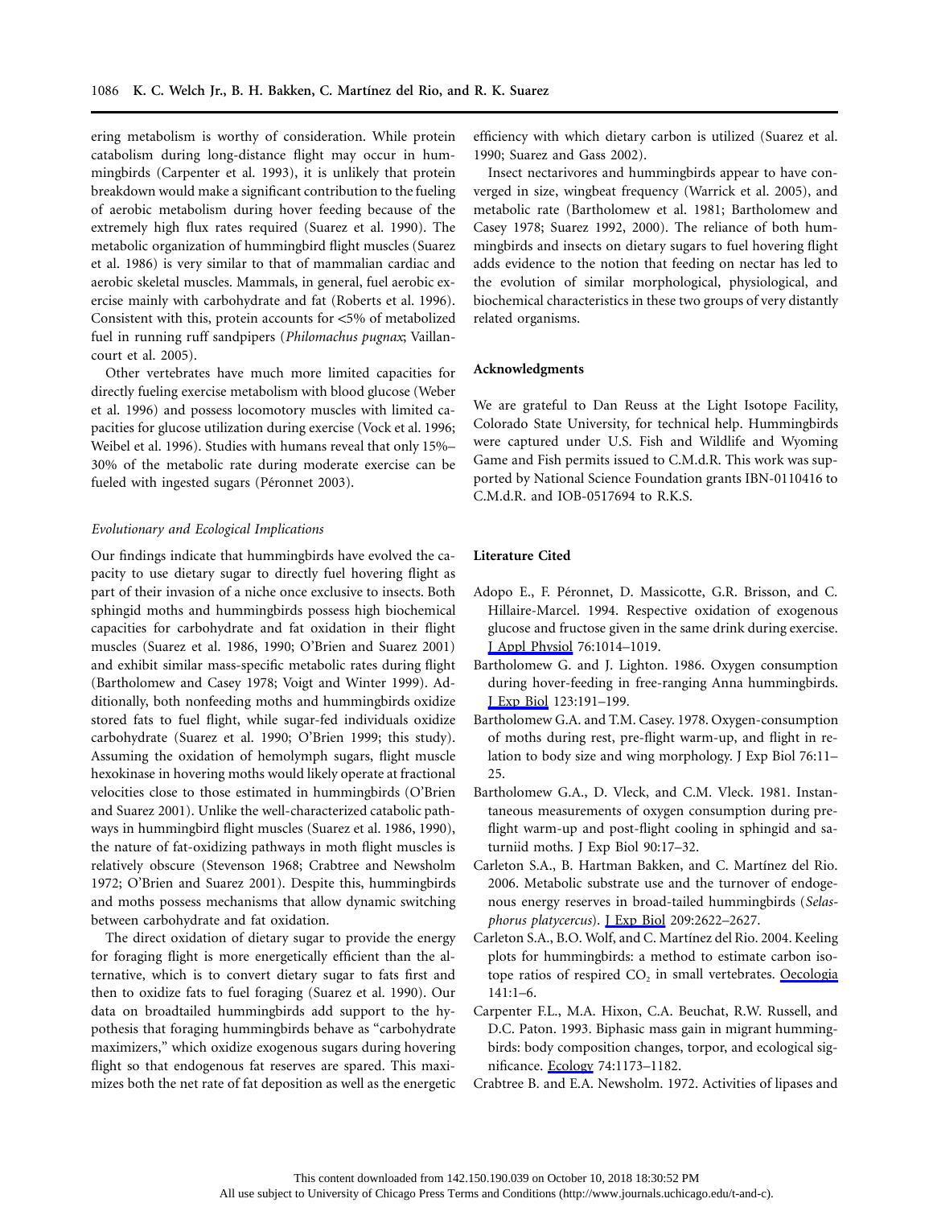ering metabolism is worthy of consideration. While protein catabolism during long-distance flight may occur in hummingbirds (Carpenter et al. 1993), it is unlikely that protein breakdown would make a significant contribution to the fueling of aerobic metabolism during hover feeding because of the extremely high flux rates required (Suarez et al. 1990). The metabolic organization of hummingbird flight muscles (Suarez et al. 1986) is very similar to that of mammalian cardiac and aerobic skeletal muscles. Mammals, in general, fuel aerobic exercise mainly with carbohydrate and fat (Roberts et al. 1996). Consistent with this, protein accounts for <5% of metabolized fuel in running ruff sandpipers (*Philomachus pugnax*; Vaillancourt et al. 2005).

Other vertebrates have much more limited capacities for directly fueling exercise metabolism with blood glucose (Weber et al. 1996) and possess locomotory muscles with limited capacities for glucose utilization during exercise (Vock et al. 1996; Weibel et al. 1996). Studies with humans reveal that only 15%–30% of the metabolic rate during moderate exercise can be fueled with ingested sugars (Péronnet 2003).

### *Evolutionary and Ecological Implications*

Our findings indicate that hummingbirds have evolved the capacity to use dietary sugar to directly fuel hovering flight as part of their invasion of a niche once exclusive to insects. Both sphingid moths and hummingbirds possess high biochemical capacities for carbohydrate and fat oxidation in their flight muscles (Suarez et al. 1986, 1990; O'Brien and Suarez 2001) and exhibit similar mass-specific metabolic rates during flight (Bartholomew and Casey 1978; Voigt and Winter 1999). Additionally, both nonfeeding moths and hummingbirds oxidize stored fats to fuel flight, while sugar-fed individuals oxidize carbohydrate (Suarez et al. 1990; O'Brien 1999; this study). Assuming the oxidation of hemolymph sugars, flight muscle hexokinase in hovering moths would likely operate at fractional velocities close to those estimated in hummingbirds (O'Brien and Suarez 2001). Unlike the well-characterized catabolic pathways in hummingbird flight muscles (Suarez et al. 1986, 1990), the nature of fat-oxidizing pathways in moth flight muscles is relatively obscure (Stevenson 1968; Crabtree and Newsholm 1972; O'Brien and Suarez 2001). Despite this, hummingbirds and moths possess mechanisms that allow dynamic switching between carbohydrate and fat oxidation.

The direct oxidation of dietary sugar to provide the energy for foraging flight is more energetically efficient than the alternative, which is to convert dietary sugar to fats first and then to oxidize fats to fuel foraging (Suarez et al. 1990). Our data on broadtailed hummingbirds add support to the hypothesis that foraging hummingbirds behave as "carbohydrate maximizers," which oxidize exogenous sugars during hovering flight so that endogenous fat reserves are spared. This maximizes both the net rate of fat deposition as well as the energetic efficiency with which dietary carbon is utilized (Suarez et al. 1990; Suarez and Gass 2002).

Insect nectarivores and hummingbirds appear to have converged in size, wingbeat frequency (Warrick et al. 2005), and metabolic rate (Bartholomew et al. 1981; Bartholomew and Casey 1978; Suarez 1992, 2000). The reliance of both hummingbirds and insects on dietary sugars to fuel hovering flight adds evidence to the notion that feeding on nectar has led to the evolution of similar morphological, physiological, and biochemical characteristics in these two groups of very distantly related organisms.

## Acknowledgments

We are grateful to Dan Reuss at the Light Isotope Facility, Colorado State University, for technical help. Hummingbirds were captured under U.S. Fish and Wildlife and Wyoming Game and Fish permits issued to C.M.d.R. This work was supported by National Science Foundation grants IBN-0110416 to C.M.d.R. and IOB-0517694 to R.K.S.

## Literature Cited

Adopo E., F. Péronnet, D. Massicotte, G.R. Brisson, and C. Hillaire-Marcel. 1994. Respective oxidation of exogenous glucose and fructose given in the same drink during exercise. J Appl Physiol 76:1014–1019.

Bartholomew G. and J. Lighton. 1986. Oxygen consumption during hover-feeding in free-ranging Anna hummingbirds. J Exp Biol 123:191–199.

Bartholomew G.A. and T.M. Casey. 1978. Oxygen-consumption of moths during rest, pre-flight warm-up, and flight in relation to body size and wing morphology. J Exp Biol 76:11–25.

Bartholomew G.A., D. Vleck, and C.M. Vleck. 1981. Instantaneous measurements of oxygen consumption during preflight warm-up and post-flight cooling in sphingid and saturniid moths. J Exp Biol 90:17–32.

Carleton S.A., B. Hartman Bakken, and C. Martínez del Rio. 2006. Metabolic substrate use and the turnover of endogenous energy reserves in broad-tailed hummingbirds (*Selasphorus platycercus*). J Exp Biol 209:2622–2627.

Carleton S.A., B.O. Wolf, and C. Martínez del Rio. 2004. Keeling plots for hummingbirds: a method to estimate carbon isotope ratios of respired $CO_2$ in small vertebrates. Oecologia 141:1–6.

Carpenter F.L., M.A. Hixon, C.A. Beuchat, R.W. Russell, and D.C. Paton. 1993. Biphasic mass gain in migrant hummingbirds: body composition changes, torpor, and ecological significance. Ecology 74:1173–1182.

Crabtree B. and E.A. Newsholm. 1972. Activities of lipases and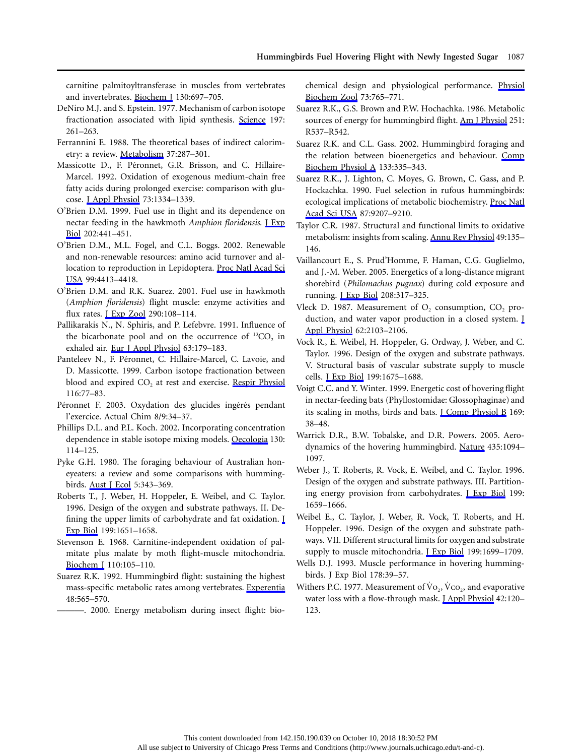carnitine palmitoyltransferase in muscles from vertebrates and invertebrates. Biochem J 130:697–705.

DeNiro M.J. and S. Epstein. 1977. Mechanism of carbon isotope fractionation associated with lipid synthesis. Science 197: 261–263.

Ferrannini E. 1988. The theoretical bases of indirect calorimetry: a review. Metabolism 37:287–301.

Massicotte D., F. Péronnet, G.R. Brisson, and C. Hillaire-Marcel. 1992. Oxidation of exogenous medium-chain free fatty acids during prolonged exercise: comparison with glucose. J Appl Physiol 73:1334–1339.

O'Brien D.M. 1999. Fuel use in flight and its dependence on nectar feeding in the hawkmoth *Amphion floridensis*. J Exp Biol 202:441–451.

O'Brien D.M., M.L. Fogel, and C.L. Boggs. 2002. Renewable and non-renewable resources: amino acid turnover and allocation to reproduction in Lepidoptera. Proc Natl Acad Sci USA 99:4413–4418.

O'Brien D.M. and R.K. Suarez. 2001. Fuel use in hawkmoth (*Amphion floridensis*) flight muscle: enzyme activities and flux rates. J Exp Zool 290:108–114.

Pallikarakis N., N. Sphiris, and P. Lefebvre. 1991. Influence of the bicarbonate pool and on the occurrence of $^{13}CO_2$ in exhaled air. Eur J Appl Physiol 63:179–183.

Panteleev N., F. Péronnet, C. Hillaire-Marcel, C. Lavoie, and D. Massicotte. 1999. Carbon isotope fractionation between blood and expired $CO_2$ at rest and exercise. Respir Physiol 116:77–83.

Péronnet F. 2003. Oxydation des glucides ingérés pendant l'exercice. Actual Chim 8/9:34–37.

Phillips D.L. and P.L. Koch. 2002. Incorporating concentration dependence in stable isotope mixing models. Oecologia 130: 114–125.

Pyke G.H. 1980. The foraging behaviour of Australian honeyeaters: a review and some comparisons with hummingbirds. Aust J Ecol 5:343–369.

Roberts T., J. Weber, H. Hoppeler, E. Weibel, and C. Taylor. 1996. Design of the oxygen and substrate pathways. II. Defining the upper limits of carbohydrate and fat oxidation. J Exp Biol 199:1651–1658.

Stevenson E. 1968. Carnitine-independent oxidation of palmitate plus malate by moth flight-muscle mitochondria. Biochem J 110:105–110.

Suarez R.K. 1992. Hummingbird flight: sustaining the highest mass-specific metabolic rates among vertebrates. Experentia 48:565–570.

———. 2000. Energy metabolism during insect flight: biochemical design and physiological performance. Physiol Biochem Zool 73:765–771.

Suarez R.K., G.S. Brown and P.W. Hochachka. 1986. Metabolic sources of energy for hummingbird flight. Am J Physiol 251: R537–R542.

Suarez R.K. and C.L. Gass. 2002. Hummingbird foraging and the relation between bioenergetics and behaviour. Comp Biochem Physiol A 133:335–343.

Suarez R.K., J. Lighton, C. Moyes, G. Brown, C. Gass, and P. Hockachka. 1990. Fuel selection in rufous hummingbirds: ecological implications of metabolic biochemistry. Proc Natl Acad Sci USA 87:9207–9210.

Taylor C.R. 1987. Structural and functional limits to oxidative metabolism: insights from scaling. Annu Rev Physiol 49:135–146.

Vaillancourt E., S. Prud'Homme, F. Haman, C.G. Guglielmo, and J.-M. Weber. 2005. Energetics of a long-distance migrant shorebird (*Philomachus pugnax*) during cold exposure and running. J Exp Biol 208:317–325.

Vleck D. 1987. Measurement of $O_2$ consumption, $CO_2$ production, and water vapor production in a closed system. J Appl Physiol 62:2103–2106.

Vock R., E. Weibel, H. Hoppeler, G. Ordway, J. Weber, and C. Taylor. 1996. Design of the oxygen and substrate pathways. V. Structural basis of vascular substrate supply to muscle cells. J Exp Biol 199:1675–1688.

Voigt C.C. and Y. Winter. 1999. Energetic cost of hovering flight in nectar-feeding bats (Phyllostomidae: Glossophaginae) and its scaling in moths, birds and bats. J Comp Physiol B 169: 38–48.

Warrick D.R., B.W. Tobalske, and D.R. Powers. 2005. Aerodynamics of the hovering hummingbird. Nature 435:1094–1097.

Weber J., T. Roberts, R. Vock, E. Weibel, and C. Taylor. 1996. Design of the oxygen and substrate pathways. III. Partitioning energy provision from carbohydrates. J Exp Biol 199: 1659–1666.

Weibel E., C. Taylor, J. Weber, R. Vock, T. Roberts, and H. Hoppeler. 1996. Design of the oxygen and substrate pathways. VII. Different structural limits for oxygen and substrate supply to muscle mitochondria. J Exp Biol 199:1699–1709.

Wells D.J. 1993. Muscle performance in hovering hummingbirds. J Exp Biol 178:39–57.

Withers P.C. 1977. Measurement of $\dot{V}O_2$, $\dot{V}CO_2$, and evaporative water loss with a flow-through mask. J Appl Physiol 42:120–123.